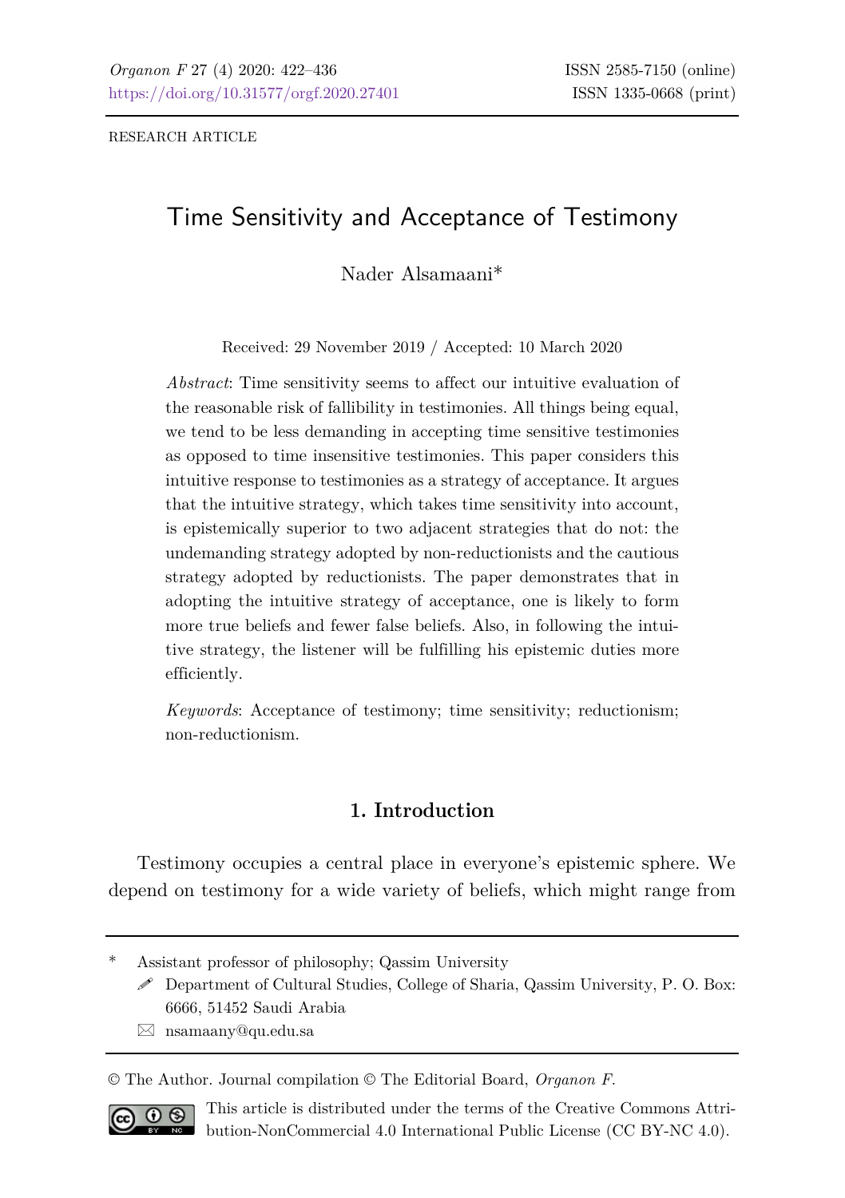RESEARCH ARTICLE

# Time Sensitivity and Acceptance of Testimony

Nader Alsamaani*

Received: 29 November 2019 / Accepted: 10 March 2020

*Abstract*: Time sensitivity seems to affect our intuitive evaluation of the reasonable risk of fallibility in testimonies. All things being equal, we tend to be less demanding in accepting time sensitive testimonies as opposed to time insensitive testimonies. This paper considers this intuitive response to testimonies as a strategy of acceptance. It argues that the intuitive strategy, which takes time sensitivity into account, is epistemically superior to two adjacent strategies that do not: the undemanding strategy adopted by non-reductionists and the cautious strategy adopted by reductionists. The paper demonstrates that in adopting the intuitive strategy of acceptance, one is likely to form more true beliefs and fewer false beliefs. Also, in following the intuitive strategy, the listener will be fulfilling his epistemic duties more efficiently.

*Keywords*: Acceptance of testimony; time sensitivity; reductionism; non-reductionism.

## 1. Introduction

Testimony occupies a central place in everyone's epistemic sphere. We depend on testimony for a wide variety of beliefs, which might range from

---

\* Assistant professor of philosophy; Qassim University
Department of Cultural Studies, College of Sharia, Qassim University, P. O. Box: 6666, 51452 Saudi Arabia
nsamaany@qu.edu.sa

© The Author. Journal compilation © The Editorial Board, *Organon F*.

This article is distributed under the terms of the Creative Commons Attribution-NonCommercial 4.0 International Public License (CC BY-NC 4.0).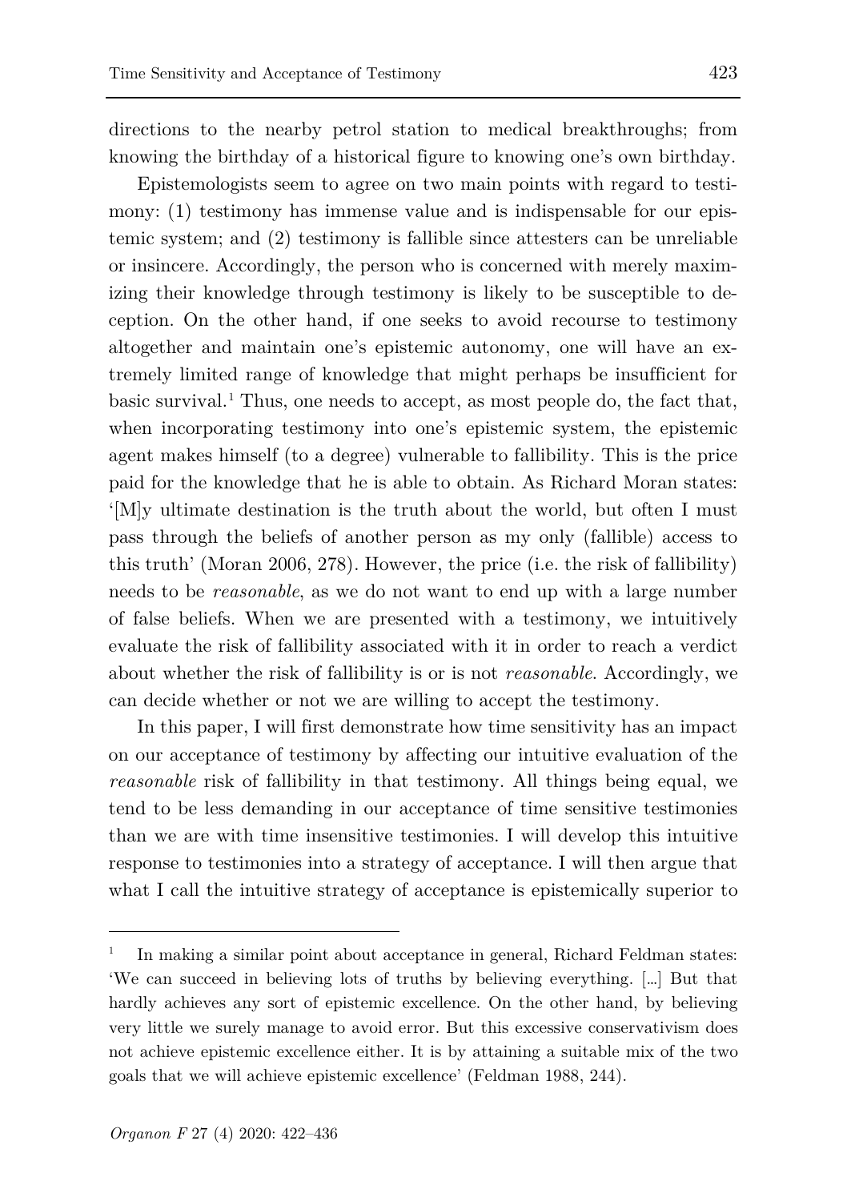directions to the nearby petrol station to medical breakthroughs; from knowing the birthday of a historical figure to knowing one's own birthday.

Epistemologists seem to agree on two main points with regard to testimony: (1) testimony has immense value and is indispensable for our epistemic system; and (2) testimony is fallible since attesters can be unreliable or insincere. Accordingly, the person who is concerned with merely maximizing their knowledge through testimony is likely to be susceptible to deception. On the other hand, if one seeks to avoid recourse to testimony altogether and maintain one's epistemic autonomy, one will have an extremely limited range of knowledge that might perhaps be insufficient for basic survival.[1] Thus, one needs to accept, as most people do, the fact that, when incorporating testimony into one's epistemic system, the epistemic agent makes himself (to a degree) vulnerable to fallibility. This is the price paid for the knowledge that he is able to obtain. As Richard Moran states: '[M]y ultimate destination is the truth about the world, but often I must pass through the beliefs of another person as my only (fallible) access to this truth' (Moran 2006, 278). However, the price (i.e. the risk of fallibility) needs to be *reasonable*, as we do not want to end up with a large number of false beliefs. When we are presented with a testimony, we intuitively evaluate the risk of fallibility associated with it in order to reach a verdict about whether the risk of fallibility is or is not *reasonable*. Accordingly, we can decide whether or not we are willing to accept the testimony.

In this paper, I will first demonstrate how time sensitivity has an impact on our acceptance of testimony by affecting our intuitive evaluation of the *reasonable* risk of fallibility in that testimony. All things being equal, we tend to be less demanding in our acceptance of time sensitive testimonies than we are with time insensitive testimonies. I will develop this intuitive response to testimonies into a strategy of acceptance. I will then argue that what I call the intuitive strategy of acceptance is epistemically superior to

---

[1] In making a similar point about acceptance in general, Richard Feldman states: 'We can succeed in believing lots of truths by believing everything. […] But that hardly achieves any sort of epistemic excellence. On the other hand, by believing very little we surely manage to avoid error. But this excessive conservativism does not achieve epistemic excellence either. It is by attaining a suitable mix of the two goals that we will achieve epistemic excellence' (Feldman 1988, 244).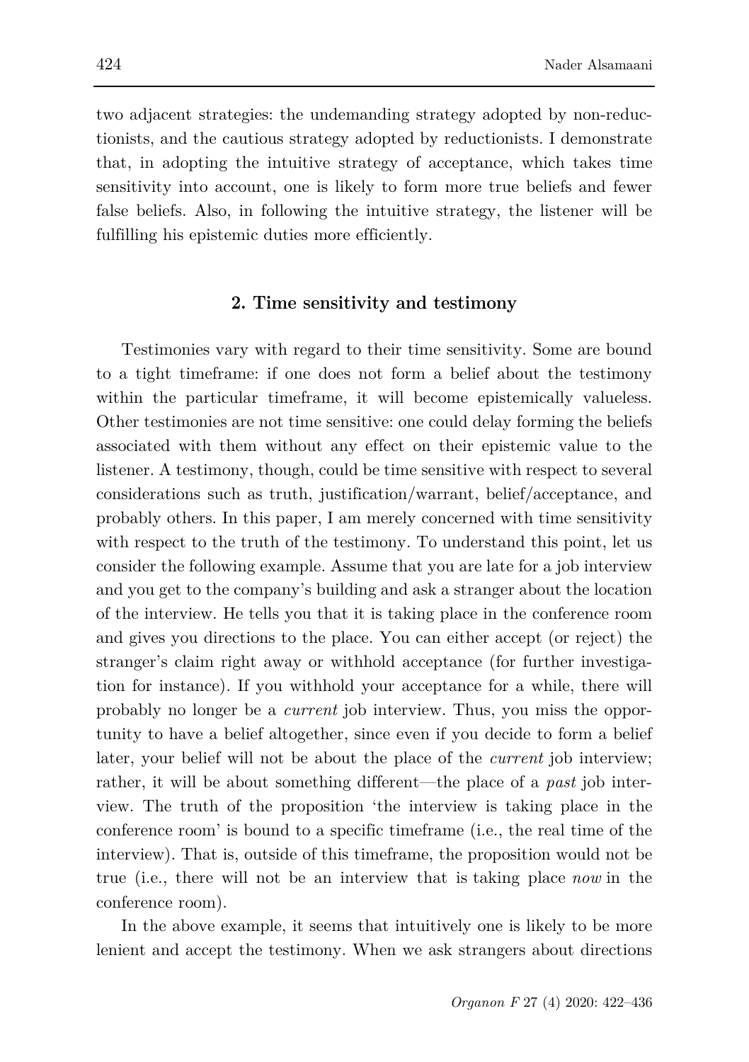two adjacent strategies: the undemanding strategy adopted by non-reductionists, and the cautious strategy adopted by reductionists. I demonstrate that, in adopting the intuitive strategy of acceptance, which takes time sensitivity into account, one is likely to form more true beliefs and fewer false beliefs. Also, in following the intuitive strategy, the listener will be fulfilling his epistemic duties more efficiently.

## 2. Time sensitivity and testimony

Testimonies vary with regard to their time sensitivity. Some are bound to a tight timeframe: if one does not form a belief about the testimony within the particular timeframe, it will become epistemically valueless. Other testimonies are not time sensitive: one could delay forming the beliefs associated with them without any effect on their epistemic value to the listener. A testimony, though, could be time sensitive with respect to several considerations such as truth, justification/warrant, belief/acceptance, and probably others. In this paper, I am merely concerned with time sensitivity with respect to the truth of the testimony. To understand this point, let us consider the following example. Assume that you are late for a job interview and you get to the company's building and ask a stranger about the location of the interview. He tells you that it is taking place in the conference room and gives you directions to the place. You can either accept (or reject) the stranger's claim right away or withhold acceptance (for further investigation for instance). If you withhold your acceptance for a while, there will probably no longer be a *current* job interview. Thus, you miss the opportunity to have a belief altogether, since even if you decide to form a belief later, your belief will not be about the place of the *current* job interview; rather, it will be about something different—the place of a *past* job interview. The truth of the proposition 'the interview is taking place in the conference room' is bound to a specific timeframe (i.e., the real time of the interview). That is, outside of this timeframe, the proposition would not be true (i.e., there will not be an interview that is taking place *now* in the conference room).

In the above example, it seems that intuitively one is likely to be more lenient and accept the testimony. When we ask strangers about directions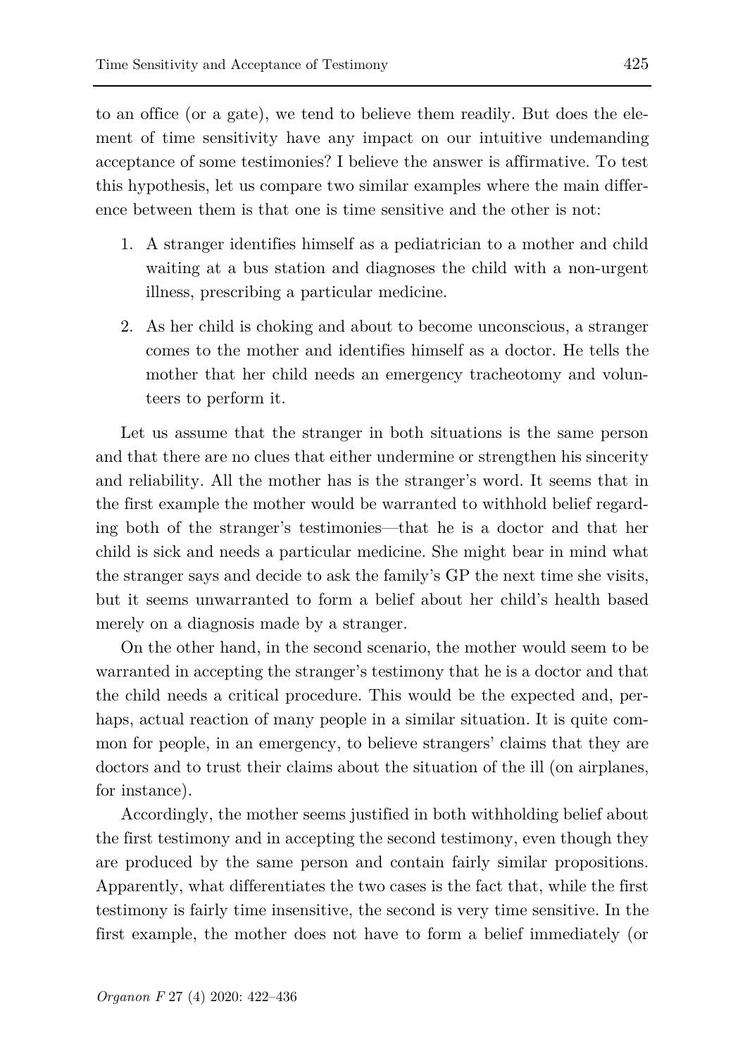to an office (or a gate), we tend to believe them readily. But does the element of time sensitivity have any impact on our intuitive undemanding acceptance of some testimonies? I believe the answer is affirmative. To test this hypothesis, let us compare two similar examples where the main difference between them is that one is time sensitive and the other is not:

1. A stranger identifies himself as a pediatrician to a mother and child waiting at a bus station and diagnoses the child with a non-urgent illness, prescribing a particular medicine.
2. As her child is choking and about to become unconscious, a stranger comes to the mother and identifies himself as a doctor. He tells the mother that her child needs an emergency tracheotomy and volunteers to perform it.

Let us assume that the stranger in both situations is the same person and that there are no clues that either undermine or strengthen his sincerity and reliability. All the mother has is the stranger's word. It seems that in the first example the mother would be warranted to withhold belief regarding both of the stranger's testimonies—that he is a doctor and that her child is sick and needs a particular medicine. She might bear in mind what the stranger says and decide to ask the family's GP the next time she visits, but it seems unwarranted to form a belief about her child's health based merely on a diagnosis made by a stranger.

On the other hand, in the second scenario, the mother would seem to be warranted in accepting the stranger's testimony that he is a doctor and that the child needs a critical procedure. This would be the expected and, perhaps, actual reaction of many people in a similar situation. It is quite common for people, in an emergency, to believe strangers' claims that they are doctors and to trust their claims about the situation of the ill (on airplanes, for instance).

Accordingly, the mother seems justified in both withholding belief about the first testimony and in accepting the second testimony, even though they are produced by the same person and contain fairly similar propositions. Apparently, what differentiates the two cases is the fact that, while the first testimony is fairly time insensitive, the second is very time sensitive. In the first example, the mother does not have to form a belief immediately (or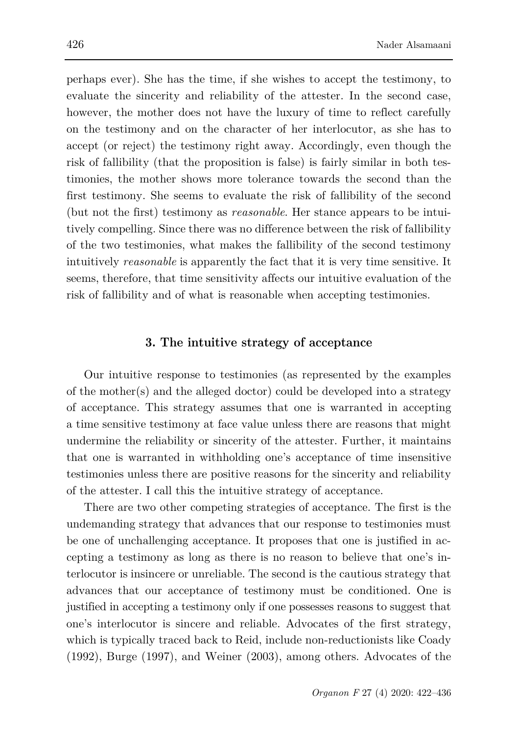perhaps ever). She has the time, if she wishes to accept the testimony, to evaluate the sincerity and reliability of the attester. In the second case, however, the mother does not have the luxury of time to reflect carefully on the testimony and on the character of her interlocutor, as she has to accept (or reject) the testimony right away. Accordingly, even though the risk of fallibility (that the proposition is false) is fairly similar in both testimonies, the mother shows more tolerance towards the second than the first testimony. She seems to evaluate the risk of fallibility of the second (but not the first) testimony as *reasonable*. Her stance appears to be intuitively compelling. Since there was no difference between the risk of fallibility of the two testimonies, what makes the fallibility of the second testimony intuitively *reasonable* is apparently the fact that it is very time sensitive. It seems, therefore, that time sensitivity affects our intuitive evaluation of the risk of fallibility and of what is reasonable when accepting testimonies.

## 3. The intuitive strategy of acceptance

Our intuitive response to testimonies (as represented by the examples of the mother(s) and the alleged doctor) could be developed into a strategy of acceptance. This strategy assumes that one is warranted in accepting a time sensitive testimony at face value unless there are reasons that might undermine the reliability or sincerity of the attester. Further, it maintains that one is warranted in withholding one's acceptance of time insensitive testimonies unless there are positive reasons for the sincerity and reliability of the attester. I call this the intuitive strategy of acceptance.

There are two other competing strategies of acceptance. The first is the undemanding strategy that advances that our response to testimonies must be one of unchallenging acceptance. It proposes that one is justified in accepting a testimony as long as there is no reason to believe that one's interlocutor is insincere or unreliable. The second is the cautious strategy that advances that our acceptance of testimony must be conditioned. One is justified in accepting a testimony only if one possesses reasons to suggest that one's interlocutor is sincere and reliable. Advocates of the first strategy, which is typically traced back to Reid, include non-reductionists like Coady (1992), Burge (1997), and Weiner (2003), among others. Advocates of the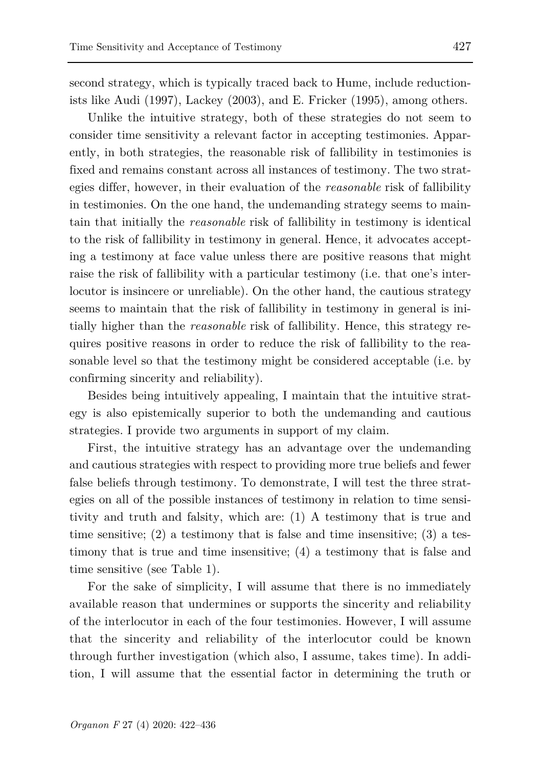second strategy, which is typically traced back to Hume, include reductionists like Audi (1997), Lackey (2003), and E. Fricker (1995), among others.

Unlike the intuitive strategy, both of these strategies do not seem to consider time sensitivity a relevant factor in accepting testimonies. Apparently, in both strategies, the reasonable risk of fallibility in testimonies is fixed and remains constant across all instances of testimony. The two strategies differ, however, in their evaluation of the *reasonable* risk of fallibility in testimonies. On the one hand, the undemanding strategy seems to maintain that initially the *reasonable* risk of fallibility in testimony is identical to the risk of fallibility in testimony in general. Hence, it advocates accepting a testimony at face value unless there are positive reasons that might raise the risk of fallibility with a particular testimony (i.e. that one's interlocutor is insincere or unreliable). On the other hand, the cautious strategy seems to maintain that the risk of fallibility in testimony in general is initially higher than the *reasonable* risk of fallibility. Hence, this strategy requires positive reasons in order to reduce the risk of fallibility to the reasonable level so that the testimony might be considered acceptable (i.e. by confirming sincerity and reliability).

Besides being intuitively appealing, I maintain that the intuitive strategy is also epistemically superior to both the undemanding and cautious strategies. I provide two arguments in support of my claim.

First, the intuitive strategy has an advantage over the undemanding and cautious strategies with respect to providing more true beliefs and fewer false beliefs through testimony. To demonstrate, I will test the three strategies on all of the possible instances of testimony in relation to time sensitivity and truth and falsity, which are: (1) A testimony that is true and time sensitive; (2) a testimony that is false and time insensitive; (3) a testimony that is true and time insensitive; (4) a testimony that is false and time sensitive (see Table 1).

For the sake of simplicity, I will assume that there is no immediately available reason that undermines or supports the sincerity and reliability of the interlocutor in each of the four testimonies. However, I will assume that the sincerity and reliability of the interlocutor could be known through further investigation (which also, I assume, takes time). In addition, I will assume that the essential factor in determining the truth or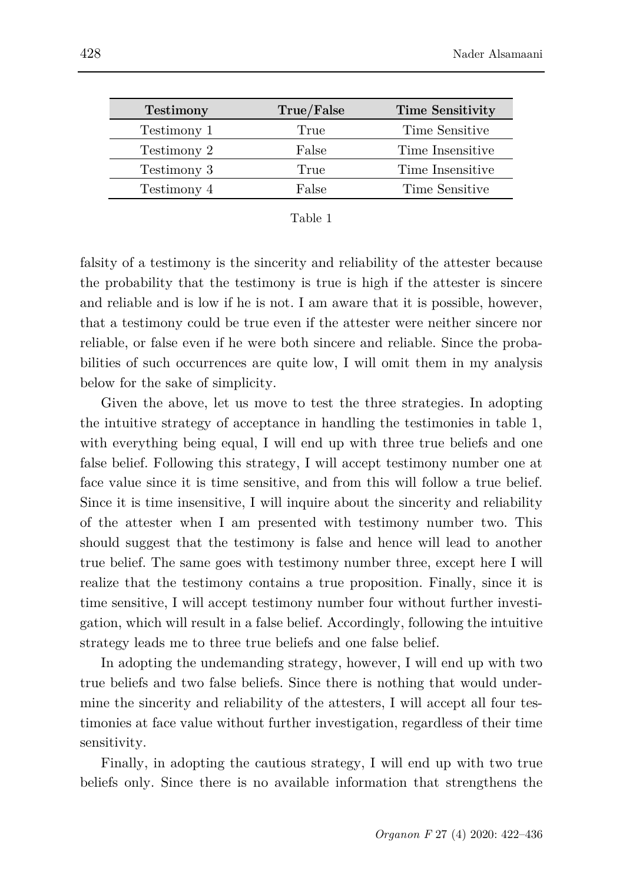| Testimony | True/False | Time Sensitivity |
|---|---|---|
| Testimony 1 | True | Time Sensitive |
| Testimony 2 | False | Time Insensitive |
| Testimony 3 | True | Time Insensitive |
| Testimony 4 | False | Time Sensitive |

Table 1

falsity of a testimony is the sincerity and reliability of the attester because the probability that the testimony is true is high if the attester is sincere and reliable and is low if he is not. I am aware that it is possible, however, that a testimony could be true even if the attester were neither sincere nor reliable, or false even if he were both sincere and reliable. Since the probabilities of such occurrences are quite low, I will omit them in my analysis below for the sake of simplicity.

Given the above, let us move to test the three strategies. In adopting the intuitive strategy of acceptance in handling the testimonies in table 1, with everything being equal, I will end up with three true beliefs and one false belief. Following this strategy, I will accept testimony number one at face value since it is time sensitive, and from this will follow a true belief. Since it is time insensitive, I will inquire about the sincerity and reliability of the attester when I am presented with testimony number two. This should suggest that the testimony is false and hence will lead to another true belief. The same goes with testimony number three, except here I will realize that the testimony contains a true proposition. Finally, since it is time sensitive, I will accept testimony number four without further investigation, which will result in a false belief. Accordingly, following the intuitive strategy leads me to three true beliefs and one false belief.

In adopting the undemanding strategy, however, I will end up with two true beliefs and two false beliefs. Since there is nothing that would undermine the sincerity and reliability of the attesters, I will accept all four testimonies at face value without further investigation, regardless of their time sensitivity.

Finally, in adopting the cautious strategy, I will end up with two true beliefs only. Since there is no available information that strengthens the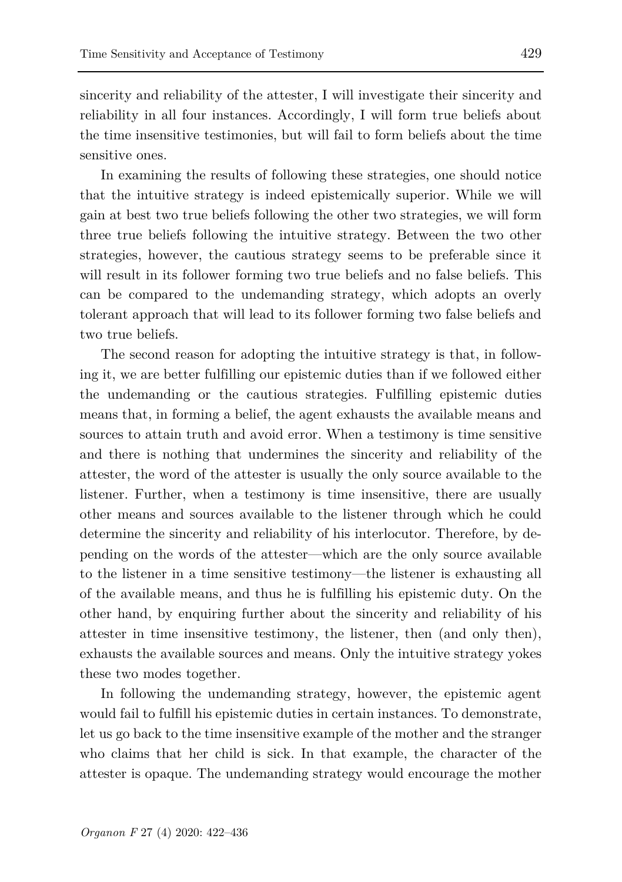sincerity and reliability of the attester, I will investigate their sincerity and reliability in all four instances. Accordingly, I will form true beliefs about the time insensitive testimonies, but will fail to form beliefs about the time sensitive ones.

In examining the results of following these strategies, one should notice that the intuitive strategy is indeed epistemically superior. While we will gain at best two true beliefs following the other two strategies, we will form three true beliefs following the intuitive strategy. Between the two other strategies, however, the cautious strategy seems to be preferable since it will result in its follower forming two true beliefs and no false beliefs. This can be compared to the undemanding strategy, which adopts an overly tolerant approach that will lead to its follower forming two false beliefs and two true beliefs.

The second reason for adopting the intuitive strategy is that, in following it, we are better fulfilling our epistemic duties than if we followed either the undemanding or the cautious strategies. Fulfilling epistemic duties means that, in forming a belief, the agent exhausts the available means and sources to attain truth and avoid error. When a testimony is time sensitive and there is nothing that undermines the sincerity and reliability of the attester, the word of the attester is usually the only source available to the listener. Further, when a testimony is time insensitive, there are usually other means and sources available to the listener through which he could determine the sincerity and reliability of his interlocutor. Therefore, by depending on the words of the attester—which are the only source available to the listener in a time sensitive testimony—the listener is exhausting all of the available means, and thus he is fulfilling his epistemic duty. On the other hand, by enquiring further about the sincerity and reliability of his attester in time insensitive testimony, the listener, then (and only then), exhausts the available sources and means. Only the intuitive strategy yokes these two modes together.

In following the undemanding strategy, however, the epistemic agent would fail to fulfill his epistemic duties in certain instances. To demonstrate, let us go back to the time insensitive example of the mother and the stranger who claims that her child is sick. In that example, the character of the attester is opaque. The undemanding strategy would encourage the mother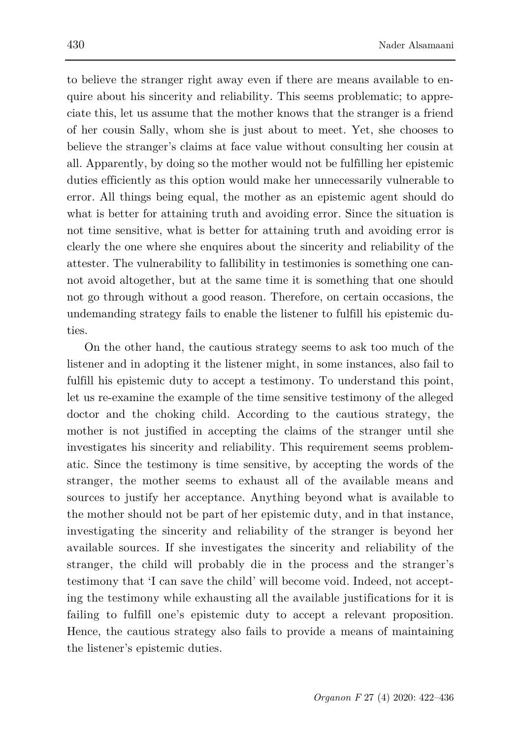to believe the stranger right away even if there are means available to enquire about his sincerity and reliability. This seems problematic; to appreciate this, let us assume that the mother knows that the stranger is a friend of her cousin Sally, whom she is just about to meet. Yet, she chooses to believe the stranger's claims at face value without consulting her cousin at all. Apparently, by doing so the mother would not be fulfilling her epistemic duties efficiently as this option would make her unnecessarily vulnerable to error. All things being equal, the mother as an epistemic agent should do what is better for attaining truth and avoiding error. Since the situation is not time sensitive, what is better for attaining truth and avoiding error is clearly the one where she enquires about the sincerity and reliability of the attester. The vulnerability to fallibility in testimonies is something one cannot avoid altogether, but at the same time it is something that one should not go through without a good reason. Therefore, on certain occasions, the undemanding strategy fails to enable the listener to fulfill his epistemic duties.

On the other hand, the cautious strategy seems to ask too much of the listener and in adopting it the listener might, in some instances, also fail to fulfill his epistemic duty to accept a testimony. To understand this point, let us re-examine the example of the time sensitive testimony of the alleged doctor and the choking child. According to the cautious strategy, the mother is not justified in accepting the claims of the stranger until she investigates his sincerity and reliability. This requirement seems problematic. Since the testimony is time sensitive, by accepting the words of the stranger, the mother seems to exhaust all of the available means and sources to justify her acceptance. Anything beyond what is available to the mother should not be part of her epistemic duty, and in that instance, investigating the sincerity and reliability of the stranger is beyond her available sources. If she investigates the sincerity and reliability of the stranger, the child will probably die in the process and the stranger's testimony that 'I can save the child' will become void. Indeed, not accepting the testimony while exhausting all the available justifications for it is failing to fulfill one's epistemic duty to accept a relevant proposition. Hence, the cautious strategy also fails to provide a means of maintaining the listener's epistemic duties.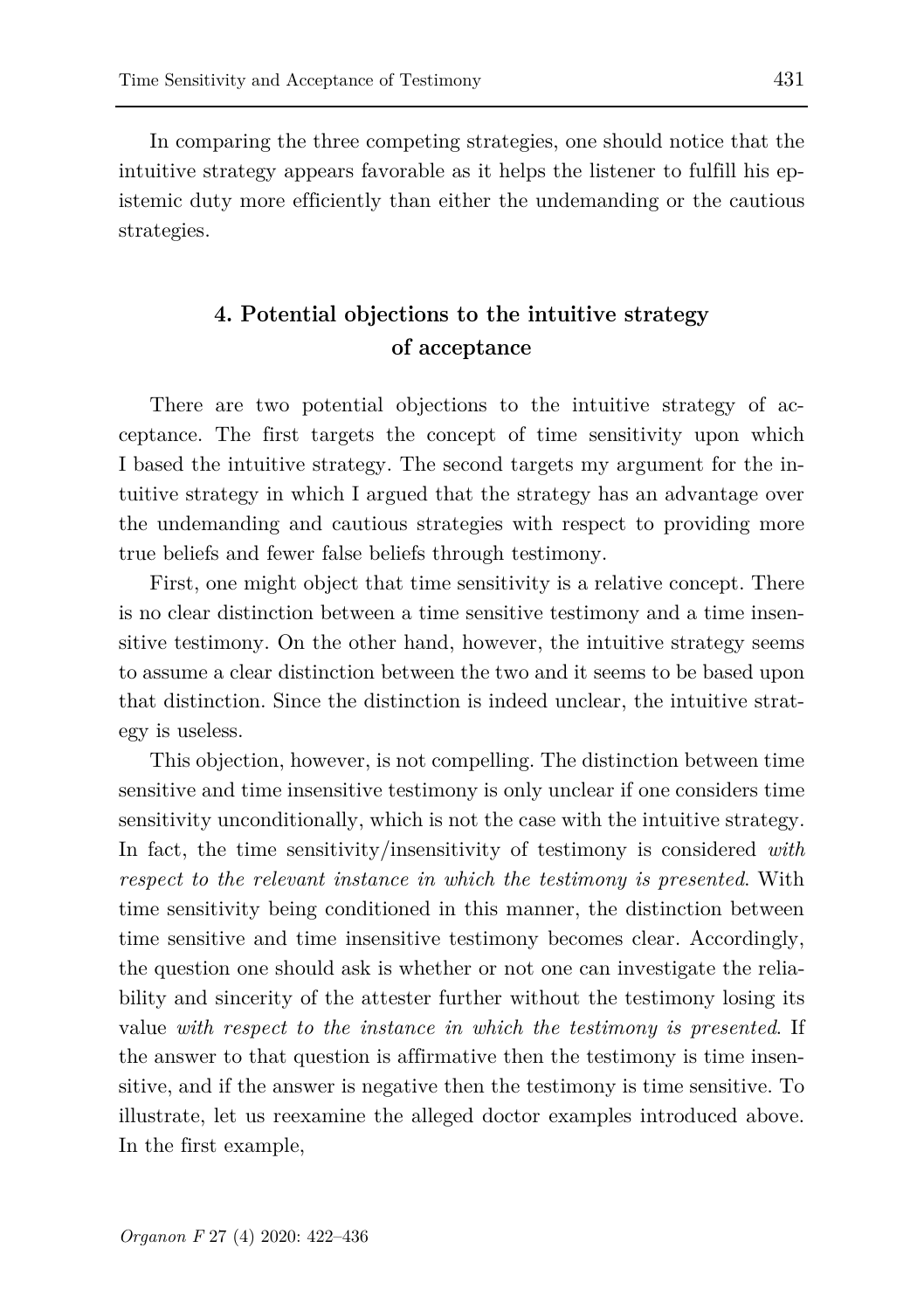In comparing the three competing strategies, one should notice that the intuitive strategy appears favorable as it helps the listener to fulfill his epistemic duty more efficiently than either the undemanding or the cautious strategies.

## 4. Potential objections to the intuitive strategy of acceptance

There are two potential objections to the intuitive strategy of acceptance. The first targets the concept of time sensitivity upon which I based the intuitive strategy. The second targets my argument for the intuitive strategy in which I argued that the strategy has an advantage over the undemanding and cautious strategies with respect to providing more true beliefs and fewer false beliefs through testimony.

First, one might object that time sensitivity is a relative concept. There is no clear distinction between a time sensitive testimony and a time insensitive testimony. On the other hand, however, the intuitive strategy seems to assume a clear distinction between the two and it seems to be based upon that distinction. Since the distinction is indeed unclear, the intuitive strategy is useless.

This objection, however, is not compelling. The distinction between time sensitive and time insensitive testimony is only unclear if one considers time sensitivity unconditionally, which is not the case with the intuitive strategy. In fact, the time sensitivity/insensitivity of testimony is considered *with respect to the relevant instance in which the testimony is presented*. With time sensitivity being conditioned in this manner, the distinction between time sensitive and time insensitive testimony becomes clear. Accordingly, the question one should ask is whether or not one can investigate the reliability and sincerity of the attester further without the testimony losing its value *with respect to the instance in which the testimony is presented*. If the answer to that question is affirmative then the testimony is time insensitive, and if the answer is negative then the testimony is time sensitive. To illustrate, let us reexamine the alleged doctor examples introduced above. In the first example,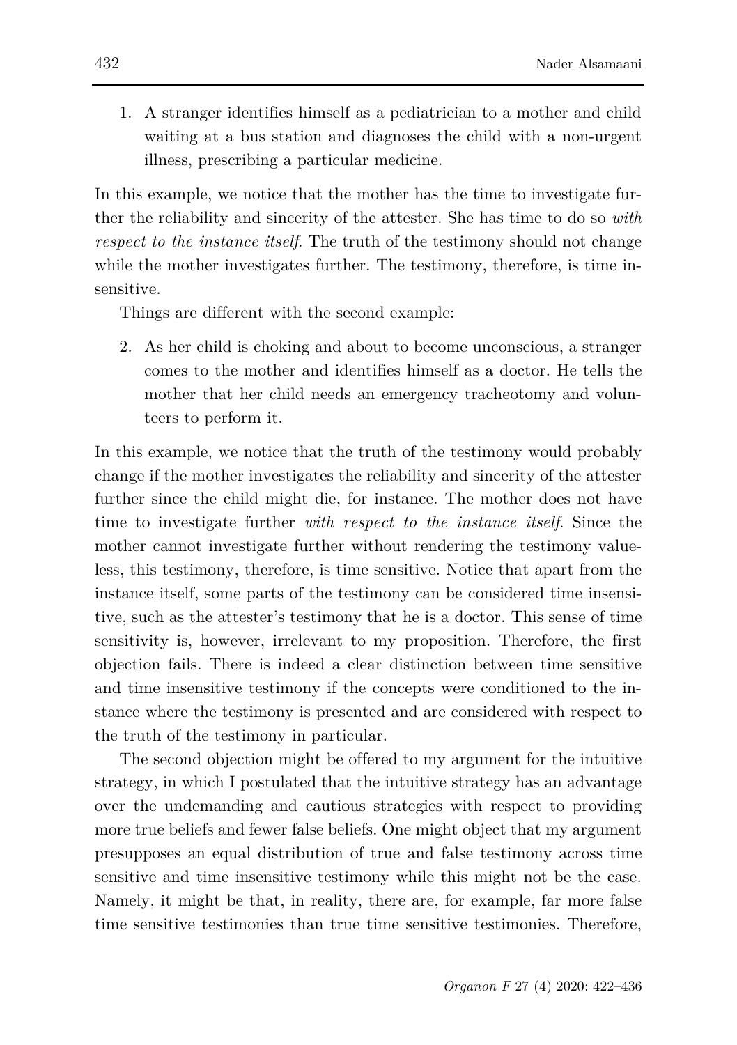1. A stranger identifies himself as a pediatrician to a mother and child waiting at a bus station and diagnoses the child with a non-urgent illness, prescribing a particular medicine.

In this example, we notice that the mother has the time to investigate further the reliability and sincerity of the attester. She has time to do so *with respect to the instance itself*. The truth of the testimony should not change while the mother investigates further. The testimony, therefore, is time insensitive.

Things are different with the second example:

2. As her child is choking and about to become unconscious, a stranger comes to the mother and identifies himself as a doctor. He tells the mother that her child needs an emergency tracheotomy and volunteers to perform it.

In this example, we notice that the truth of the testimony would probably change if the mother investigates the reliability and sincerity of the attester further since the child might die, for instance. The mother does not have time to investigate further *with respect to the instance itself*. Since the mother cannot investigate further without rendering the testimony valueless, this testimony, therefore, is time sensitive. Notice that apart from the instance itself, some parts of the testimony can be considered time insensitive, such as the attester's testimony that he is a doctor. This sense of time sensitivity is, however, irrelevant to my proposition. Therefore, the first objection fails. There is indeed a clear distinction between time sensitive and time insensitive testimony if the concepts were conditioned to the instance where the testimony is presented and are considered with respect to the truth of the testimony in particular.

The second objection might be offered to my argument for the intuitive strategy, in which I postulated that the intuitive strategy has an advantage over the undemanding and cautious strategies with respect to providing more true beliefs and fewer false beliefs. One might object that my argument presupposes an equal distribution of true and false testimony across time sensitive and time insensitive testimony while this might not be the case. Namely, it might be that, in reality, there are, for example, far more false time sensitive testimonies than true time sensitive testimonies. Therefore,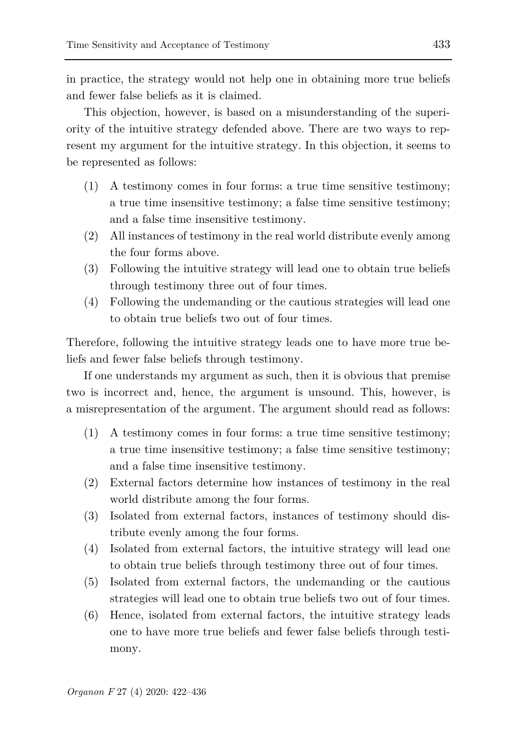in practice, the strategy would not help one in obtaining more true beliefs and fewer false beliefs as it is claimed.

This objection, however, is based on a misunderstanding of the superiority of the intuitive strategy defended above. There are two ways to represent my argument for the intuitive strategy. In this objection, it seems to be represented as follows:

(1) A testimony comes in four forms: a true time sensitive testimony; a true time insensitive testimony; a false time sensitive testimony; and a false time insensitive testimony.

(2) All instances of testimony in the real world distribute evenly among the four forms above.

(3) Following the intuitive strategy will lead one to obtain true beliefs through testimony three out of four times.

(4) Following the undemanding or the cautious strategies will lead one to obtain true beliefs two out of four times.

Therefore, following the intuitive strategy leads one to have more true beliefs and fewer false beliefs through testimony.

If one understands my argument as such, then it is obvious that premise two is incorrect and, hence, the argument is unsound. This, however, is a misrepresentation of the argument. The argument should read as follows:

(1) A testimony comes in four forms: a true time sensitive testimony; a true time insensitive testimony; a false time sensitive testimony; and a false time insensitive testimony.

(2) External factors determine how instances of testimony in the real world distribute among the four forms.

(3) Isolated from external factors, instances of testimony should distribute evenly among the four forms.

(4) Isolated from external factors, the intuitive strategy will lead one to obtain true beliefs through testimony three out of four times.

(5) Isolated from external factors, the undemanding or the cautious strategies will lead one to obtain true beliefs two out of four times.

(6) Hence, isolated from external factors, the intuitive strategy leads one to have more true beliefs and fewer false beliefs through testimony.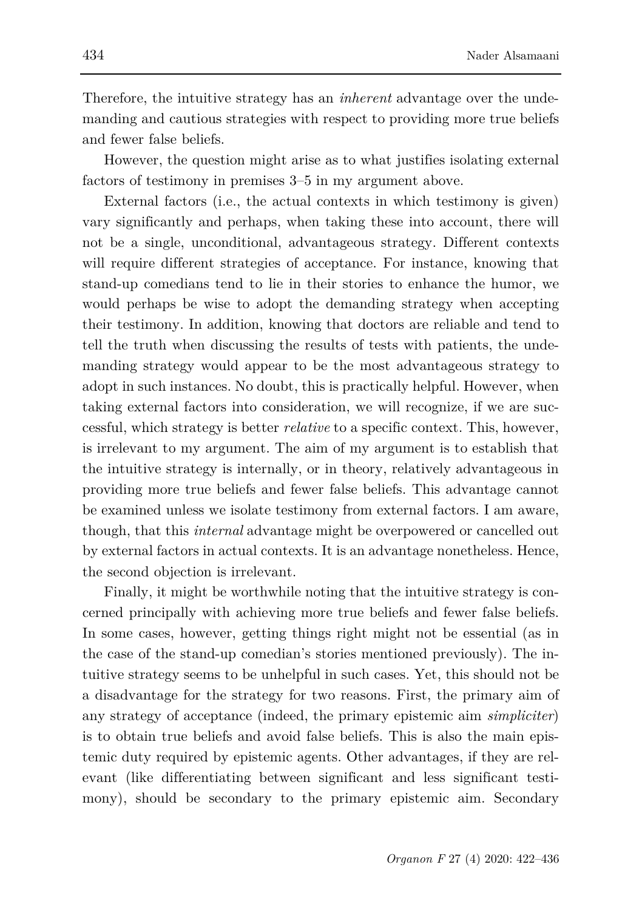Therefore, the intuitive strategy has an *inherent* advantage over the undemanding and cautious strategies with respect to providing more true beliefs and fewer false beliefs.

However, the question might arise as to what justifies isolating external factors of testimony in premises 3–5 in my argument above.

External factors (i.e., the actual contexts in which testimony is given) vary significantly and perhaps, when taking these into account, there will not be a single, unconditional, advantageous strategy. Different contexts will require different strategies of acceptance. For instance, knowing that stand-up comedians tend to lie in their stories to enhance the humor, we would perhaps be wise to adopt the demanding strategy when accepting their testimony. In addition, knowing that doctors are reliable and tend to tell the truth when discussing the results of tests with patients, the undemanding strategy would appear to be the most advantageous strategy to adopt in such instances. No doubt, this is practically helpful. However, when taking external factors into consideration, we will recognize, if we are successful, which strategy is better *relative* to a specific context. This, however, is irrelevant to my argument. The aim of my argument is to establish that the intuitive strategy is internally, or in theory, relatively advantageous in providing more true beliefs and fewer false beliefs. This advantage cannot be examined unless we isolate testimony from external factors. I am aware, though, that this *internal* advantage might be overpowered or cancelled out by external factors in actual contexts. It is an advantage nonetheless. Hence, the second objection is irrelevant.

Finally, it might be worthwhile noting that the intuitive strategy is concerned principally with achieving more true beliefs and fewer false beliefs. In some cases, however, getting things right might not be essential (as in the case of the stand-up comedian's stories mentioned previously). The intuitive strategy seems to be unhelpful in such cases. Yet, this should not be a disadvantage for the strategy for two reasons. First, the primary aim of any strategy of acceptance (indeed, the primary epistemic aim *simpliciter*) is to obtain true beliefs and avoid false beliefs. This is also the main epistemic duty required by epistemic agents. Other advantages, if they are relevant (like differentiating between significant and less significant testimony), should be secondary to the primary epistemic aim. Secondary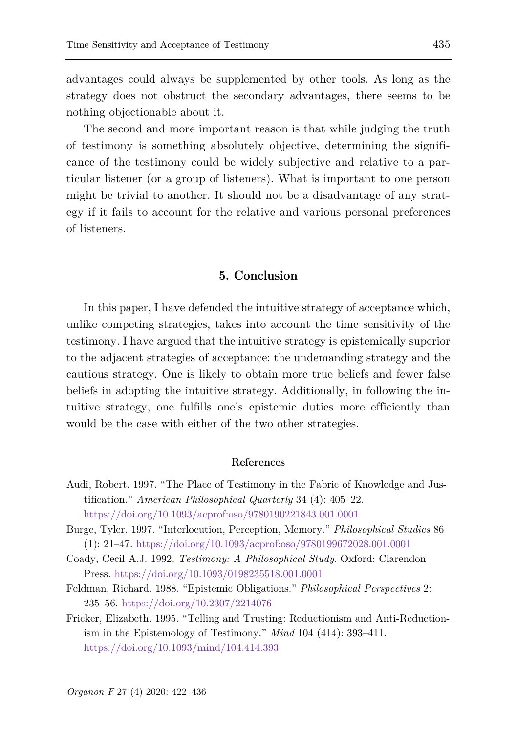advantages could always be supplemented by other tools. As long as the strategy does not obstruct the secondary advantages, there seems to be nothing objectionable about it.

The second and more important reason is that while judging the truth of testimony is something absolutely objective, determining the significance of the testimony could be widely subjective and relative to a particular listener (or a group of listeners). What is important to one person might be trivial to another. It should not be a disadvantage of any strategy if it fails to account for the relative and various personal preferences of listeners.

## 5. Conclusion

In this paper, I have defended the intuitive strategy of acceptance which, unlike competing strategies, takes into account the time sensitivity of the testimony. I have argued that the intuitive strategy is epistemically superior to the adjacent strategies of acceptance: the undemanding strategy and the cautious strategy. One is likely to obtain more true beliefs and fewer false beliefs in adopting the intuitive strategy. Additionally, in following the intuitive strategy, one fulfills one's epistemic duties more efficiently than would be the case with either of the two other strategies.

### References

Audi, Robert. 1997. "The Place of Testimony in the Fabric of Knowledge and Justification." *American Philosophical Quarterly* 34 (4): 405–22. https://doi.org/10.1093/acprof:oso/9780190221843.001.0001

Burge, Tyler. 1997. "Interlocution, Perception, Memory." *Philosophical Studies* 86 (1): 21–47. https://doi.org/10.1093/acprof:oso/9780199672028.001.0001

Coady, Cecil A.J. 1992. *Testimony: A Philosophical Study*. Oxford: Clarendon Press. https://doi.org/10.1093/0198235518.001.0001

Feldman, Richard. 1988. "Epistemic Obligations." *Philosophical Perspectives* 2: 235–56. https://doi.org/10.2307/2214076

Fricker, Elizabeth. 1995. "Telling and Trusting: Reductionism and Anti-Reductionism in the Epistemology of Testimony." *Mind* 104 (414): 393–411. https://doi.org/10.1093/mind/104.414.393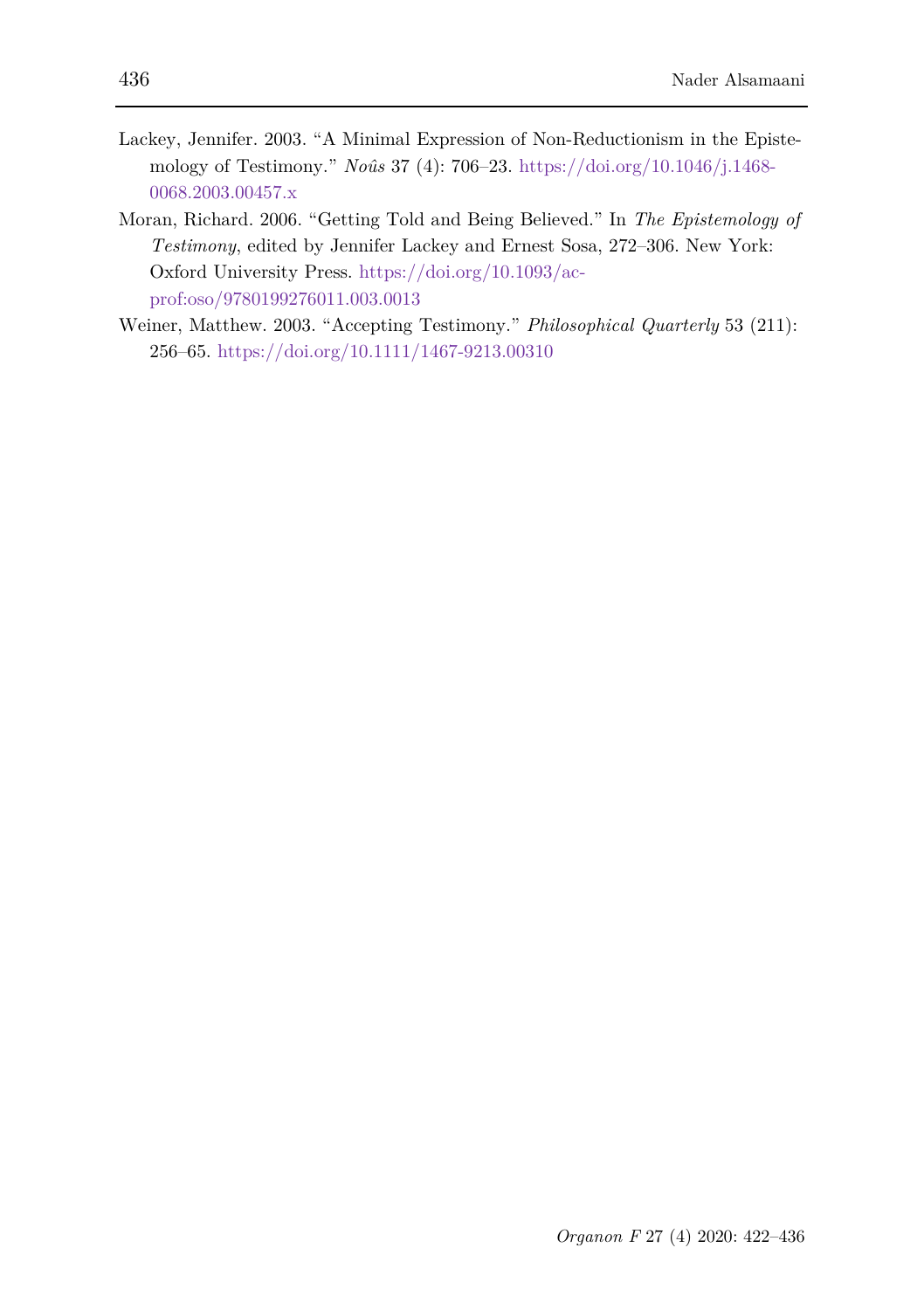Lackey, Jennifer. 2003. "A Minimal Expression of Non-Reductionism in the Epistemology of Testimony." *Noûs* 37 (4): 706–23. https://doi.org/10.1046/j.1468-0068.2003.00457.x

Moran, Richard. 2006. "Getting Told and Being Believed." In *The Epistemology of Testimony*, edited by Jennifer Lackey and Ernest Sosa, 272–306. New York: Oxford University Press. https://doi.org/10.1093/acprof:oso/9780199276011.003.0013

Weiner, Matthew. 2003. "Accepting Testimony." *Philosophical Quarterly* 53 (211): 256–65. https://doi.org/10.1111/1467-9213.00310